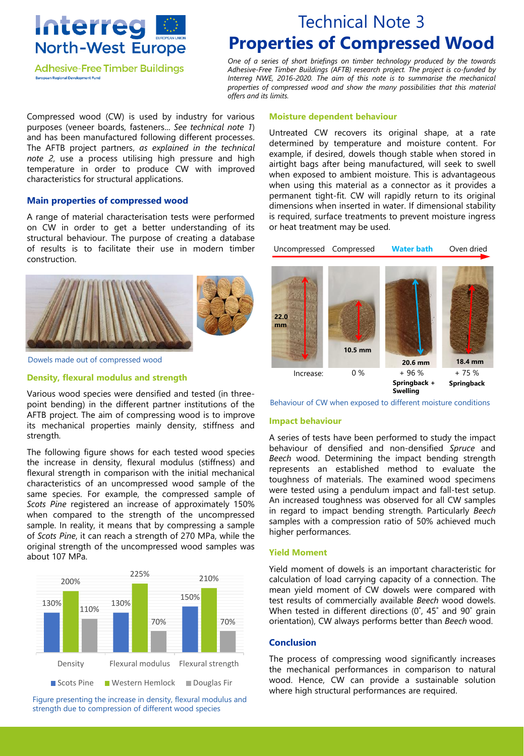Interreg North-West Europe

Adhesive-Free Timber Buildings

European Regional Development Fund

# Technical Note 3
# Properties of Compressed Wood

*One of a series of short briefings on timber technology produced by the towards Adhesive-Free Timber Buildings (AFTB) research project. The project is co-funded by Interreg NWE, 2016-2020. The aim of this note is to summarise the mechanical properties of compressed wood and show the many possibilities that this material offers and its limits.*

Compressed wood (CW) is used by industry for various purposes (veneer boards, fasteners... *See technical note 1*) and has been manufactured following different processes. The AFTB project partners, *as explained in the technical note 2*, use a process utilising high pressure and high temperature in order to produce CW with improved characteristics for structural applications.

## Main properties of compressed wood

A range of material characterisation tests were performed on CW in order to get a better understanding of its structural behaviour. The purpose of creating a database of results is to facilitate their use in modern timber construction.

Dowels made out of compressed wood

### Density, flexural modulus and strength

Various wood species were densified and tested (in three-point bending) in the different partner institutions of the AFTB project. The aim of compressing wood is to improve its mechanical properties mainly density, stiffness and strength.

The following figure shows for each tested wood species the increase in density, flexural modulus (stiffness) and flexural strength in comparison with the initial mechanical characteristics of an uncompressed wood sample of the same species. For example, the compressed sample of *Scots Pine* registered an increase of approximately 150% when compared to the strength of the uncompressed sample. In reality, it means that by compressing a sample of *Scots Pine*, it can reach a strength of 270 MPa, while the original strength of the uncompressed wood samples was about 107 MPa.

| | Scots Pine | Western Hemlock | Douglas Fir |
|---|---|---|---|
| Density | 130% | 200% | 110% |
| Flexural modulus | 130% | 225% | 70% |
| Flexural strength | 150% | 210% | 70% |

Figure presenting the increase in density, flexural modulus and strength due to compression of different wood species

### Moisture dependent behaviour

Untreated CW recovers its original shape, at a rate determined by temperature and moisture content. For example, if desired, dowels though stable when stored in airtight bags after being manufactured, will seek to swell when exposed to ambient moisture. This is advantageous when using this material as a connector as it provides a permanent tight-fit. CW will rapidly return to its original dimensions when inserted in water. If dimensional stability is required, surface treatments to prevent moisture ingress or heat treatment may be used.

| | Uncompressed | Compressed | Water bath | Oven dried |
|---|---|---|---|---|
| Dimension | 22.0 mm | 10.5 mm | 20.6 mm | 18.4 mm |
| Increase: | | 0 % | + 96 % Springback + Swelling | + 75 % Springback |

Behaviour of CW when exposed to different moisture conditions

### Impact behaviour

A series of tests have been performed to study the impact behaviour of densified and non-densified *Spruce* and *Beech* wood. Determining the impact bending strength represents an established method to evaluate the toughness of materials. The examined wood specimens were tested using a pendulum impact and fall-test setup. An increased toughness was observed for all CW samples in regard to impact bending strength. Particularly *Beech* samples with a compression ratio of 50% achieved much higher performances.

### Yield Moment

Yield moment of dowels is an important characteristic for calculation of load carrying capacity of a connection. The mean yield moment of CW dowels were compared with test results of commercially available *Beech* wood dowels. When tested in different directions (0˚, 45˚ and 90˚ grain orientation), CW always performs better than *Beech* wood.

### Conclusion

The process of compressing wood significantly increases the mechanical performances in comparison to natural wood. Hence, CW can provide a sustainable solution where high structural performances are required.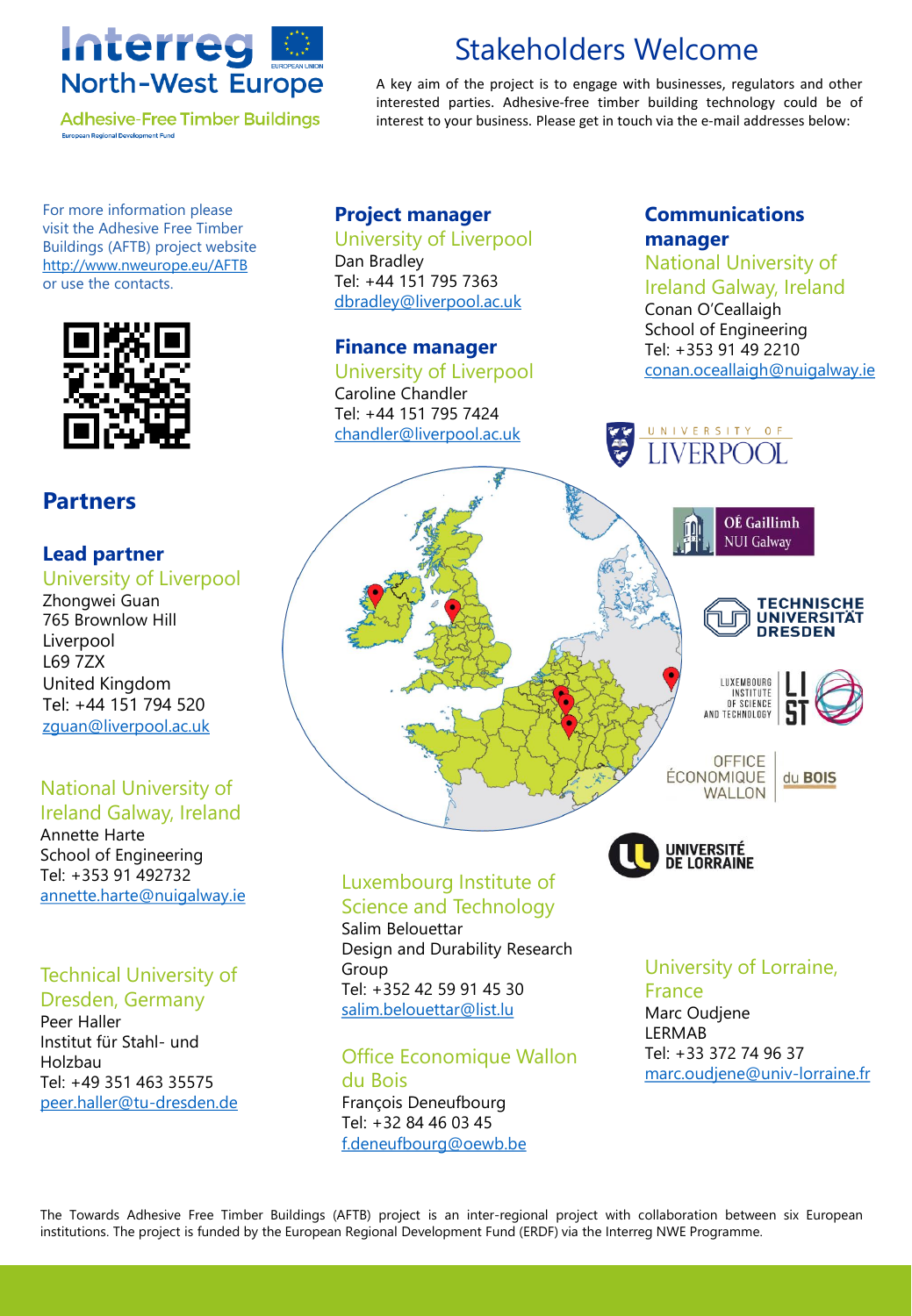# Stakeholders Welcome

A key aim of the project is to engage with businesses, regulators and other interested parties. Adhesive-free timber building technology could be of interest to your business. Please get in touch via the e-mail addresses below:

For more information please visit the Adhesive Free Timber Buildings (AFTB) project website http://www.nweurope.eu/AFTB or use the contacts.

### Project manager

University of Liverpool
Dan Bradley
Tel: +44 151 795 7363
dbradley@liverpool.ac.uk

### Finance manager

University of Liverpool
Caroline Chandler
Tel: +44 151 795 7424
chandler@liverpool.ac.uk

### Communications manager

National University of Ireland Galway, Ireland
Conan O'Ceallaigh
School of Engineering
Tel: +353 91 49 2210
conan.oceallaigh@nuigalway.ie

## Partners

### Lead partner

University of Liverpool
Zhongwei Guan
765 Brownlow Hill
Liverpool
L69 7ZX
United Kingdom
Tel: +44 151 794 520
zguan@liverpool.ac.uk

National University of Ireland Galway, Ireland
Annette Harte
School of Engineering
Tel: +353 91 492732
annette.harte@nuigalway.ie

Technical University of Dresden, Germany
Peer Haller
Institut für Stahl- und Holzbau
Tel: +49 351 463 35575
peer.haller@tu-dresden.de

Luxembourg Institute of Science and Technology
Salim Belouettar
Design and Durability Research Group
Tel: +352 42 59 91 45 30
salim.belouettar@list.lu

Office Economique Wallon du Bois
François Deneufbourg
Tel: +32 84 46 03 45
f.deneufbourg@oewb.be

University of Lorraine, France
Marc Oudjene
LERMAB
Tel: +33 372 74 96 37
marc.oudjene@univ-lorraine.fr

The Towards Adhesive Free Timber Buildings (AFTB) project is an inter-regional project with collaboration between six European institutions. The project is funded by the European Regional Development Fund (ERDF) via the Interreg NWE Programme.